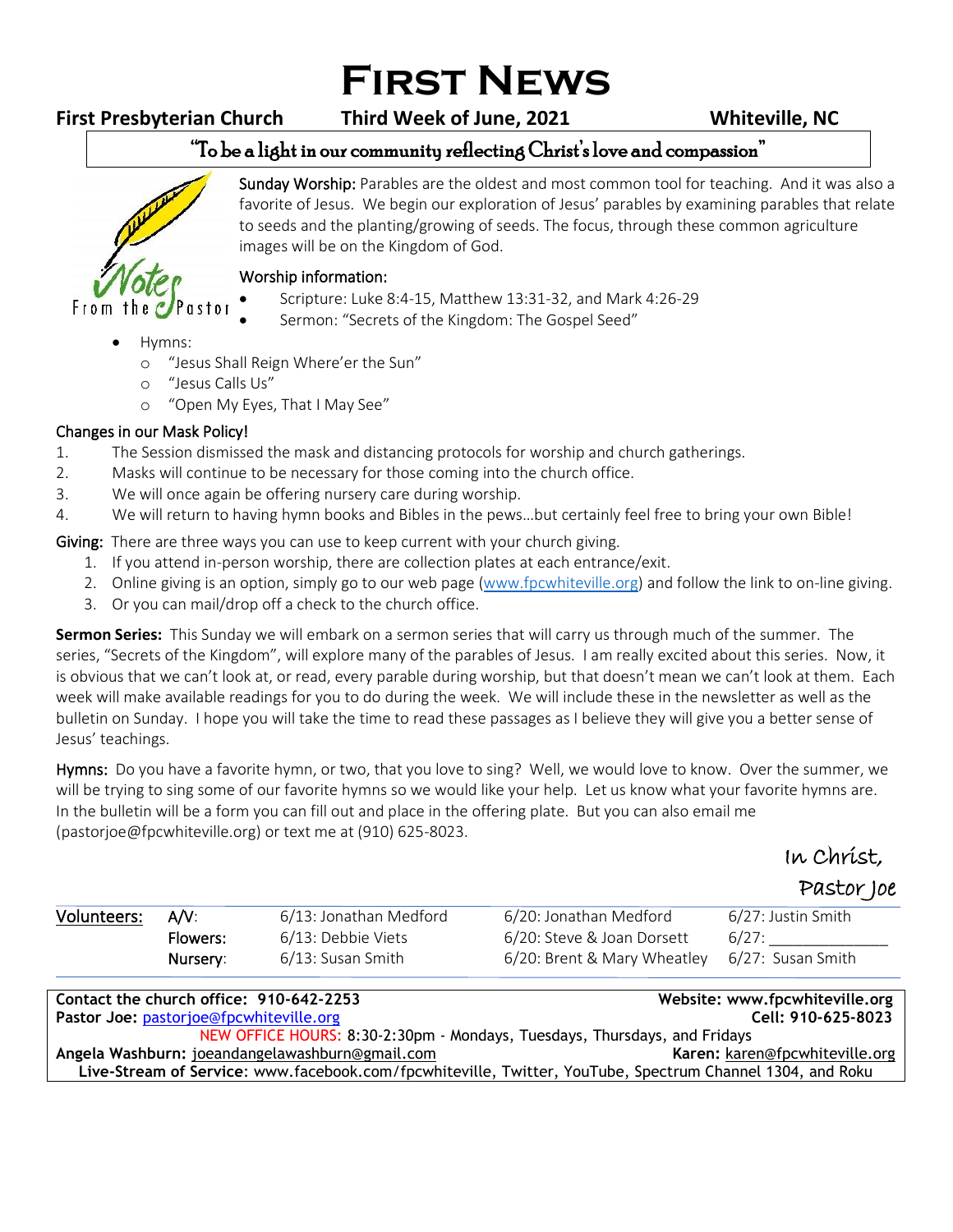# First News

**First Presbyterian Church** **Third Week of June, 2021** **Whiteville, NC**

"To be a light in our community reflecting Christ's love and compassion"

Notes From the Pastor

**Sunday Worship:** Parables are the oldest and most common tool for teaching. And it was also a favorite of Jesus. We begin our exploration of Jesus' parables by examining parables that relate to seeds and the planting/growing of seeds. The focus, through these common agriculture images will be on the Kingdom of God.

**Worship information:**

- Scripture: Luke 8:4-15, Matthew 13:31-32, and Mark 4:26-29
- Sermon: "Secrets of the Kingdom: The Gospel Seed"
- Hymns:
  - "Jesus Shall Reign Where'er the Sun"
  - "Jesus Calls Us"
  - "Open My Eyes, That I May See"

**Changes in our Mask Policy!**

1. The Session dismissed the mask and distancing protocols for worship and church gatherings.
2. Masks will continue to be necessary for those coming into the church office.
3. We will once again be offering nursery care during worship.
4. We will return to having hymn books and Bibles in the pews…but certainly feel free to bring your own Bible!

**Giving:** There are three ways you can use to keep current with your church giving.

1. If you attend in-person worship, there are collection plates at each entrance/exit.
2. Online giving is an option, simply go to our web page (www.fpcwhiteville.org) and follow the link to on-line giving.
3. Or you can mail/drop off a check to the church office.

**Sermon Series:** This Sunday we will embark on a sermon series that will carry us through much of the summer. The series, "Secrets of the Kingdom", will explore many of the parables of Jesus. I am really excited about this series. Now, it is obvious that we can't look at, or read, every parable during worship, but that doesn't mean we can't look at them. Each week will make available readings for you to do during the week. We will include these in the newsletter as well as the bulletin on Sunday. I hope you will take the time to read these passages as I believe they will give you a better sense of Jesus' teachings.

**Hymns:** Do you have a favorite hymn, or two, that you love to sing? Well, we would love to know. Over the summer, we will be trying to sing some of our favorite hymns so we would like your help. Let us know what your favorite hymns are. In the bulletin will be a form you can fill out and place in the offering plate. But you can also email me (pastorjoe@fpcwhiteville.org) or text me at (910) 625-8023.

In Christ,
Pastor Joe

| Volunteers: | | | | |
|---|---|---|---|---|
| | A/V: | 6/13: Jonathan Medford | 6/20: Jonathan Medford | 6/27: Justin Smith |
| | Flowers: | 6/13: Debbie Viets | 6/20: Steve & Joan Dorsett | 6/27: ____________ |
| | Nursery: | 6/13: Susan Smith | 6/20: Brent & Mary Wheatley | 6/27: Susan Smith |

**Contact the church office: 910-642-2253** **Website: www.fpcwhiteville.org**
**Pastor Joe:** pastorjoe@fpcwhiteville.org **Cell: 910-625-8023**
NEW OFFICE HOURS: 8:30-2:30pm - Mondays, Tuesdays, Thursdays, and Fridays
**Angela Washburn:** joeandangelawashburn@gmail.com **Karen:** karen@fpcwhiteville.org
**Live-Stream of Service:** www.facebook.com/fpcwhiteville, Twitter, YouTube, Spectrum Channel 1304, and Roku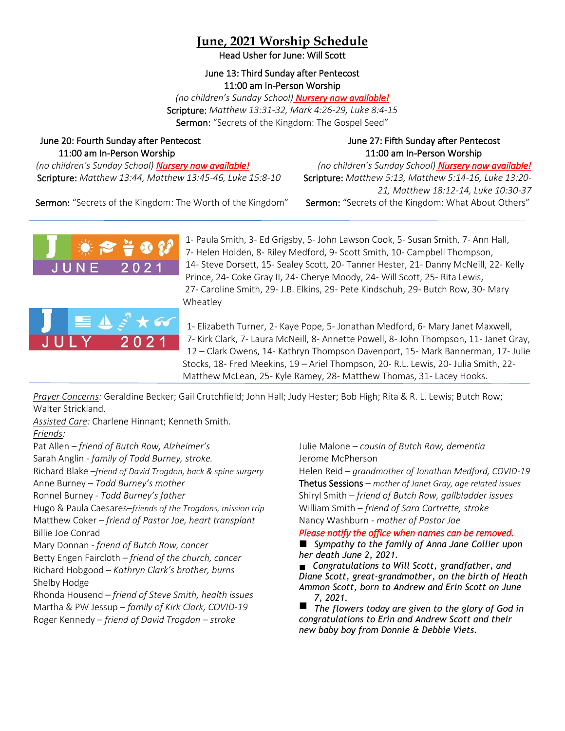# June, 2021 Worship Schedule

Head Usher for June: Will Scott

June 13: Third Sunday after Pentecost
11:00 am In-Person Worship
*(no children's Sunday School)* ***Nursery now available!***
Scripture: *Matthew 13:31-32, Mark 4:26-29, Luke 8:4-15*
Sermon: "Secrets of the Kingdom: The Gospel Seed"

June 20: Fourth Sunday after Pentecost
11:00 am In-Person Worship
*(no children's Sunday School)* ***Nursery now available!***
Scripture: *Matthew 13:44, Matthew 13:45-46, Luke 15:8-10*
Sermon: "Secrets of the Kingdom: The Worth of the Kingdom"

June 27: Fifth Sunday after Pentecost
11:00 am In-Person Worship
*(no children's Sunday School)* ***Nursery now available!***
Scripture: *Matthew 5:13, Matthew 5:14-16, Luke 13:20-21, Matthew 18:12-14, Luke 10:30-37*
Sermon: "Secrets of the Kingdom: What About Others"

**JUNE 2021**

1- Paula Smith, 3- Ed Grigsby, 5- John Lawson Cook, 5- Susan Smith, 7- Ann Hall, 7- Helen Holden, 8- Riley Medford, 9- Scott Smith, 10- Campbell Thompson, 14- Steve Dorsett, 15- Sealey Scott, 20- Tanner Hester, 21- Danny McNeill, 22- Kelly Prince, 24- Coke Gray II, 24- Cherye Moody, 24- Will Scott, 25- Rita Lewis, 27- Caroline Smith, 29- J.B. Elkins, 29- Pete Kindschuh, 29- Butch Row, 30- Mary Wheatley

**JULY 2021**

1- Elizabeth Turner, 2- Kaye Pope, 5- Jonathan Medford, 6- Mary Janet Maxwell, 7- Kirk Clark, 7- Laura McNeill, 8- Annette Powell, 8- John Thompson, 11- Janet Gray, 12 – Clark Owens, 14- Kathryn Thompson Davenport, 15- Mark Bannerman, 17- Julie Stocks, 18- Fred Meekins, 19 – Ariel Thompson, 20- R.L. Lewis, 20- Julia Smith, 22- Matthew McLean, 25- Kyle Ramey, 28- Matthew Thomas, 31- Lacey Hooks.

*Prayer Concerns:* Geraldine Becker; Gail Crutchfield; John Hall; Judy Hester; Bob High; Rita & R. L. Lewis; Butch Row; Walter Strickland.

*Assisted Care:* Charlene Hinnant; Kenneth Smith.

*Friends:*

Pat Allen – *friend of Butch Row, Alzheimer's*
Sarah Anglin - *family of Todd Burney, stroke.*
Richard Blake –*friend of David Trogdon, back & spine surgery*
Anne Burney – *Todd Burney's mother*
Ronnel Burney - *Todd Burney's father*
Hugo & Paula Caesares–*friends of the Trogdons, mission trip*
Matthew Coker – *friend of Pastor Joe, heart transplant*
Billie Joe Conrad
Mary Donnan - *friend of Butch Row, cancer*
Betty Engen Faircloth – *friend of the church, cancer*
Richard Hobgood – *Kathryn Clark's brother, burns*
Shelby Hodge
Rhonda Housend – *friend of Steve Smith, health issues*
Martha & PW Jessup – *family of Kirk Clark, COVID-19*
Roger Kennedy – *friend of David Trogdon – stroke*
Julie Malone – *cousin of Butch Row, dementia*
Jerome McPherson
Helen Reid – *grandmother of Jonathan Medford, COVID-19*
Thetus Sessions – *mother of Janet Gray, age related issues*
Shiryl Smith – *friend of Butch Row, gallbladder issues*
William Smith – *friend of Sara Cartrette, stroke*
Nancy Washburn - *mother of Pastor Joe*

*Please notify the office when names can be removed.*

- *Sympathy to the family of Anna Jane Collier upon her death June 2, 2021.*
- *Congratulations to Will Scott, grandfather, and Diane Scott, great-grandmother, on the birth of Heath Ammon Scott, born to Andrew and Erin Scott on June 7, 2021.*
- *The flowers today are given to the glory of God in congratulations to Erin and Andrew Scott and their new baby boy from Donnie & Debbie Viets.*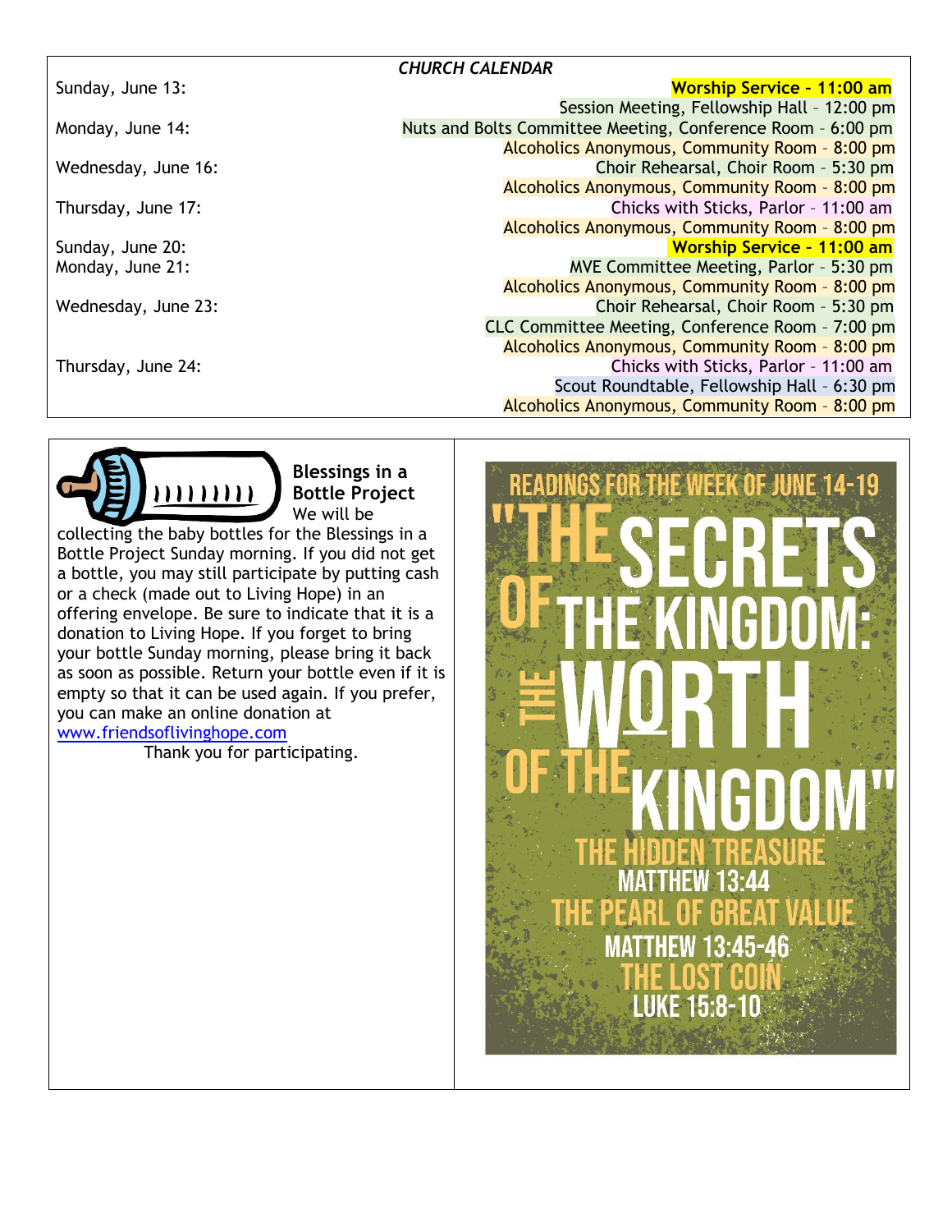*CHURCH CALENDAR*

| | |
|---|---|
| Sunday, June 13: | **Worship Service - 11:00 am** |
| | Session Meeting, Fellowship Hall – 12:00 pm |
| Monday, June 14: | Nuts and Bolts Committee Meeting, Conference Room – 6:00 pm |
| | Alcoholics Anonymous, Community Room – 8:00 pm |
| Wednesday, June 16: | Choir Rehearsal, Choir Room – 5:30 pm |
| | Alcoholics Anonymous, Community Room – 8:00 pm |
| Thursday, June 17: | Chicks with Sticks, Parlor – 11:00 am |
| | Alcoholics Anonymous, Community Room – 8:00 pm |
| Sunday, June 20: | **Worship Service - 11:00 am** |
| Monday, June 21: | MVE Committee Meeting, Parlor – 5:30 pm |
| | Alcoholics Anonymous, Community Room – 8:00 pm |
| Wednesday, June 23: | Choir Rehearsal, Choir Room – 5:30 pm |
| | CLC Committee Meeting, Conference Room – 7:00 pm |
| | Alcoholics Anonymous, Community Room – 8:00 pm |
| Thursday, June 24: | Chicks with Sticks, Parlor – 11:00 am |
| | Scout Roundtable, Fellowship Hall – 6:30 pm |
| | Alcoholics Anonymous, Community Room – 8:00 pm |

**Blessings in a Bottle Project**

We will be collecting the baby bottles for the Blessings in a Bottle Project Sunday morning. If you did not get a bottle, you may still participate by putting cash or a check (made out to Living Hope) in an offering envelope. Be sure to indicate that it is a donation to Living Hope. If you forget to bring your bottle Sunday morning, please bring it back as soon as possible. Return your bottle even if it is empty so that it can be used again. If you prefer, you can make an online donation at [www.friendsoflivinghope.com](http://www.friendsoflivinghope.com)

Thank you for participating.

READINGS FOR THE WEEK OF JUNE 14-19

"THE SECRETS OF THE KINGDOM: THE WORTH OF THE KINGDOM"

THE HIDDEN TREASURE
MATTHEW 13:44

THE PEARL OF GREAT VALUE
MATTHEW 13:45-46

THE LOST COIN
LUKE 15:8-10